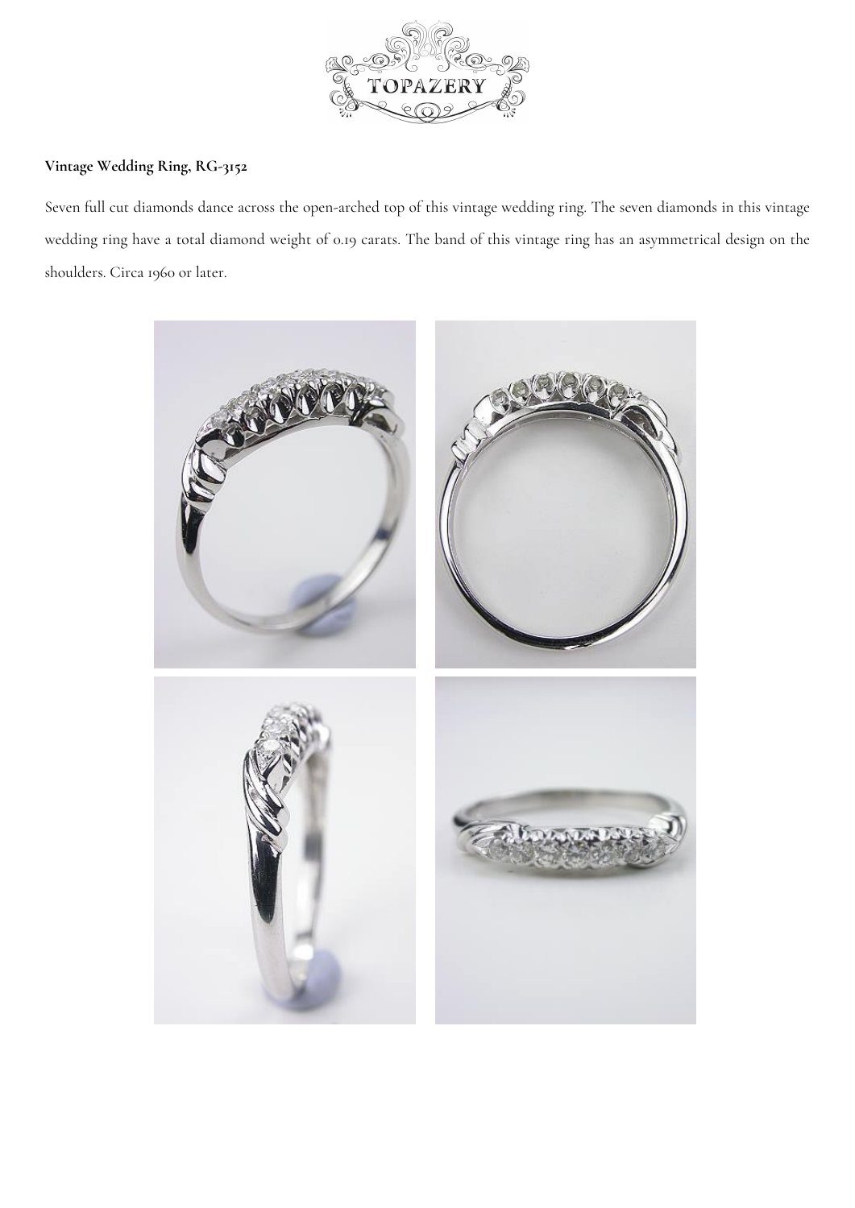**Vintage Wedding Ring, RG-3152**

Seven full cut diamonds dance across the open-arched top of this vintage wedding ring. The seven diamonds in this vintage wedding ring have a total diamond weight of 0.19 carats. The band of this vintage ring has an asymmetrical design on the shoulders. Circa 1960 or later.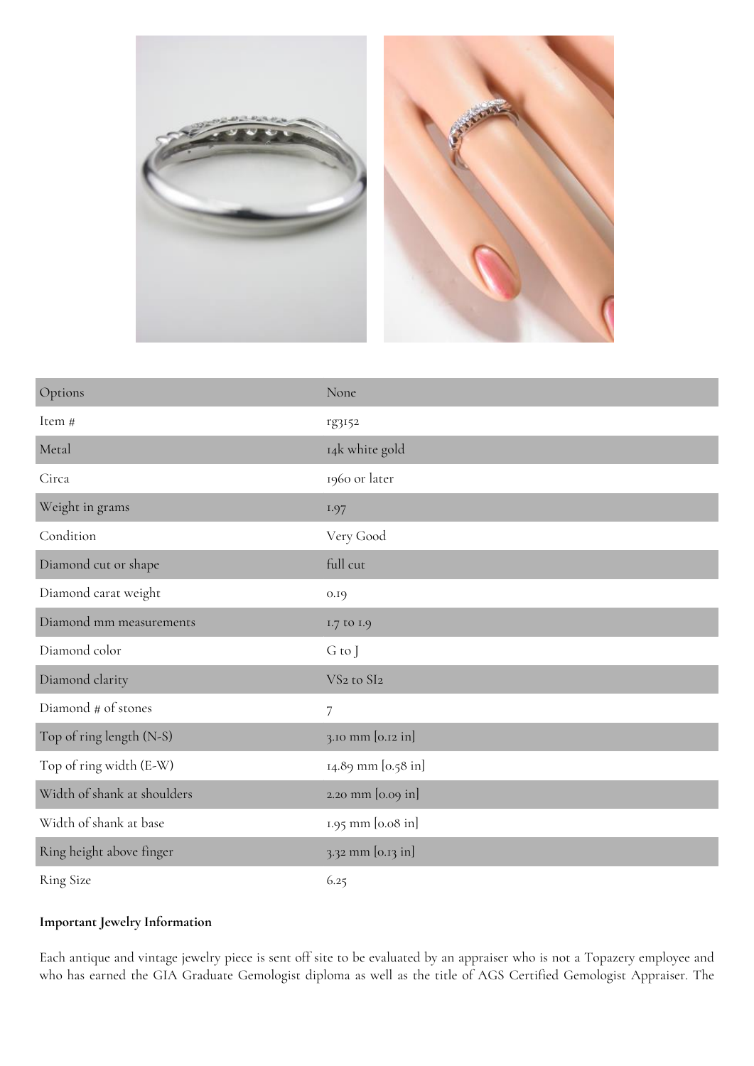| Options | None |
| --- | --- |
| Item # | rg3152 |
| Metal | 14k white gold |
| Circa | 1960 or later |
| Weight in grams | 1.97 |
| Condition | Very Good |
| Diamond cut or shape | full cut |
| Diamond carat weight | 0.19 |
| Diamond mm measurements | 1.7 to 1.9 |
| Diamond color | G to J |
| Diamond clarity | VS2 to SI2 |
| Diamond # of stones | 7 |
| Top of ring length (N-S) | 3.10 mm [0.12 in] |
| Top of ring width (E-W) | 14.89 mm [0.58 in] |
| Width of shank at shoulders | 2.20 mm [0.09 in] |
| Width of shank at base | 1.95 mm [0.08 in] |
| Ring height above finger | 3.32 mm [0.13 in] |
| Ring Size | 6.25 |

**Important Jewelry Information**

Each antique and vintage jewelry piece is sent off site to be evaluated by an appraiser who is not a Topazery employee and who has earned the GIA Graduate Gemologist diploma as well as the title of AGS Certified Gemologist Appraiser. The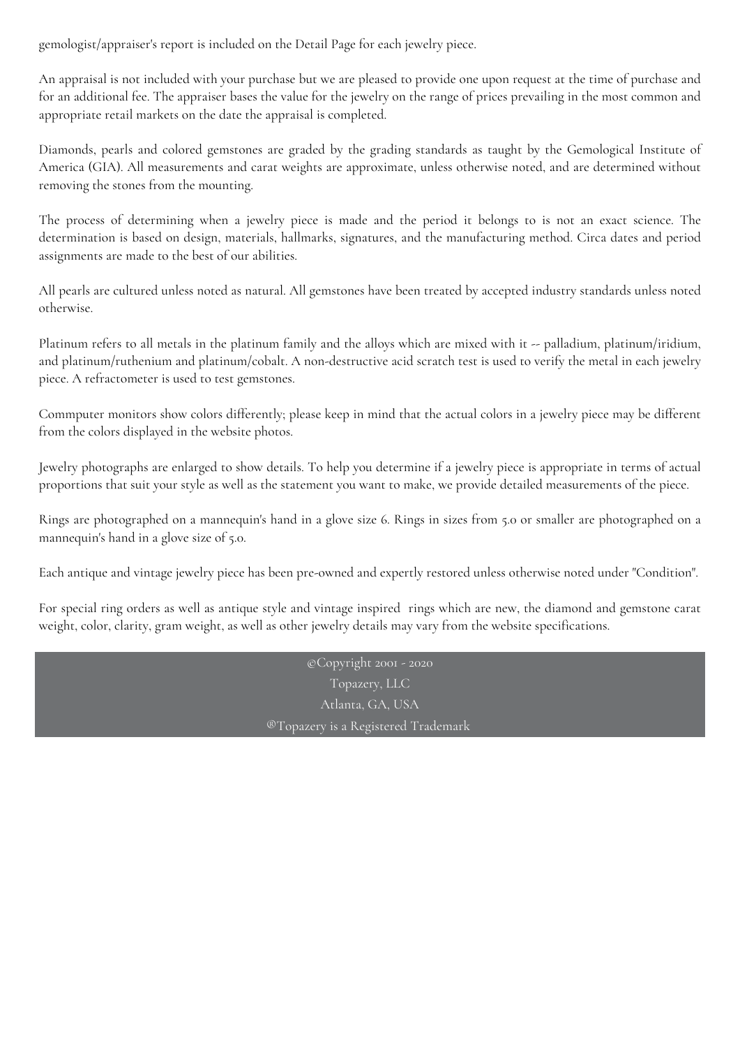gemologist/appraiser's report is included on the Detail Page for each jewelry piece.

An appraisal is not included with your purchase but we are pleased to provide one upon request at the time of purchase and for an additional fee. The appraiser bases the value for the jewelry on the range of prices prevailing in the most common and appropriate retail markets on the date the appraisal is completed.

Diamonds, pearls and colored gemstones are graded by the grading standards as taught by the Gemological Institute of America (GIA). All measurements and carat weights are approximate, unless otherwise noted, and are determined without removing the stones from the mounting.

The process of determining when a jewelry piece is made and the period it belongs to is not an exact science. The determination is based on design, materials, hallmarks, signatures, and the manufacturing method. Circa dates and period assignments are made to the best of our abilities.

All pearls are cultured unless noted as natural. All gemstones have been treated by accepted industry standards unless noted otherwise.

Platinum refers to all metals in the platinum family and the alloys which are mixed with it -- palladium, platinum/iridium, and platinum/ruthenium and platinum/cobalt. A non-destructive acid scratch test is used to verify the metal in each jewelry piece. A refractometer is used to test gemstones.

Commputer monitors show colors differently; please keep in mind that the actual colors in a jewelry piece may be different from the colors displayed in the website photos.

Jewelry photographs are enlarged to show details. To help you determine if a jewelry piece is appropriate in terms of actual proportions that suit your style as well as the statement you want to make, we provide detailed measurements of the piece.

Rings are photographed on a mannequin's hand in a glove size 6. Rings in sizes from 5.0 or smaller are photographed on a mannequin's hand in a glove size of 5.0.

Each antique and vintage jewelry piece has been pre-owned and expertly restored unless otherwise noted under "Condition".

For special ring orders as well as antique style and vintage inspired rings which are new, the diamond and gemstone carat weight, color, clarity, gram weight, as well as other jewelry details may vary from the website specifications.

©Copyright 2001 - 2020
Topazery, LLC
Atlanta, GA, USA
®Topazery is a Registered Trademark